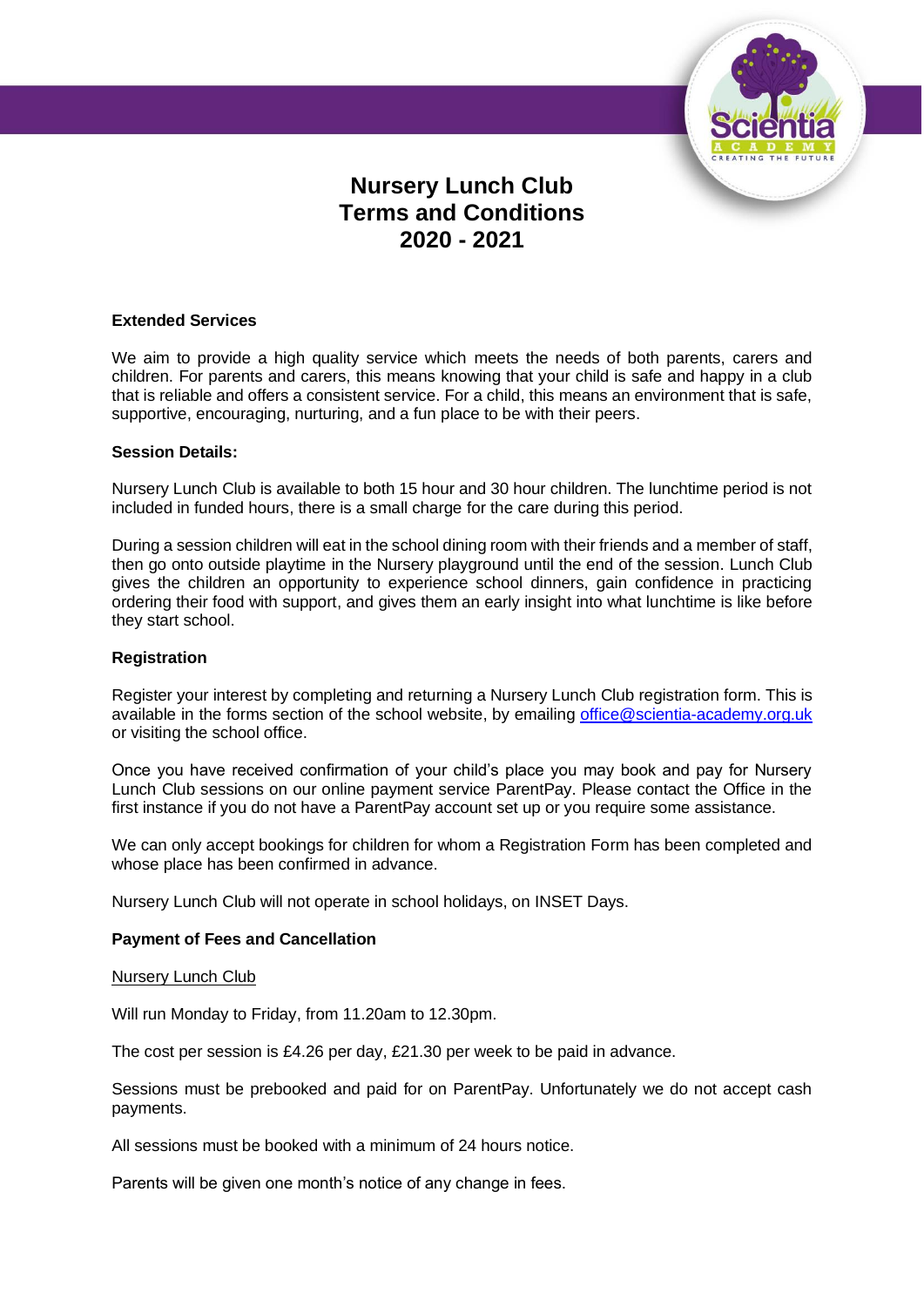# Nursery Lunch Club
# Terms and Conditions
# 2020 - 2021

**Extended Services**

We aim to provide a high quality service which meets the needs of both parents, carers and children. For parents and carers, this means knowing that your child is safe and happy in a club that is reliable and offers a consistent service. For a child, this means an environment that is safe, supportive, encouraging, nurturing, and a fun place to be with their peers.

**Session Details:**

Nursery Lunch Club is available to both 15 hour and 30 hour children. The lunchtime period is not included in funded hours, there is a small charge for the care during this period.

During a session children will eat in the school dining room with their friends and a member of staff, then go onto outside playtime in the Nursery playground until the end of the session. Lunch Club gives the children an opportunity to experience school dinners, gain confidence in practicing ordering their food with support, and gives them an early insight into what lunchtime is like before they start school.

**Registration**

Register your interest by completing and returning a Nursery Lunch Club registration form. This is available in the forms section of the school website, by emailing office@scientia-academy.org.uk or visiting the school office.

Once you have received confirmation of your child's place you may book and pay for Nursery Lunch Club sessions on our online payment service ParentPay. Please contact the Office in the first instance if you do not have a ParentPay account set up or you require some assistance.

We can only accept bookings for children for whom a Registration Form has been completed and whose place has been confirmed in advance.

Nursery Lunch Club will not operate in school holidays, on INSET Days.

**Payment of Fees and Cancellation**

Nursery Lunch Club

Will run Monday to Friday, from 11.20am to 12.30pm.

The cost per session is £4.26 per day, £21.30 per week to be paid in advance.

Sessions must be prebooked and paid for on ParentPay. Unfortunately we do not accept cash payments.

All sessions must be booked with a minimum of 24 hours notice.

Parents will be given one month's notice of any change in fees.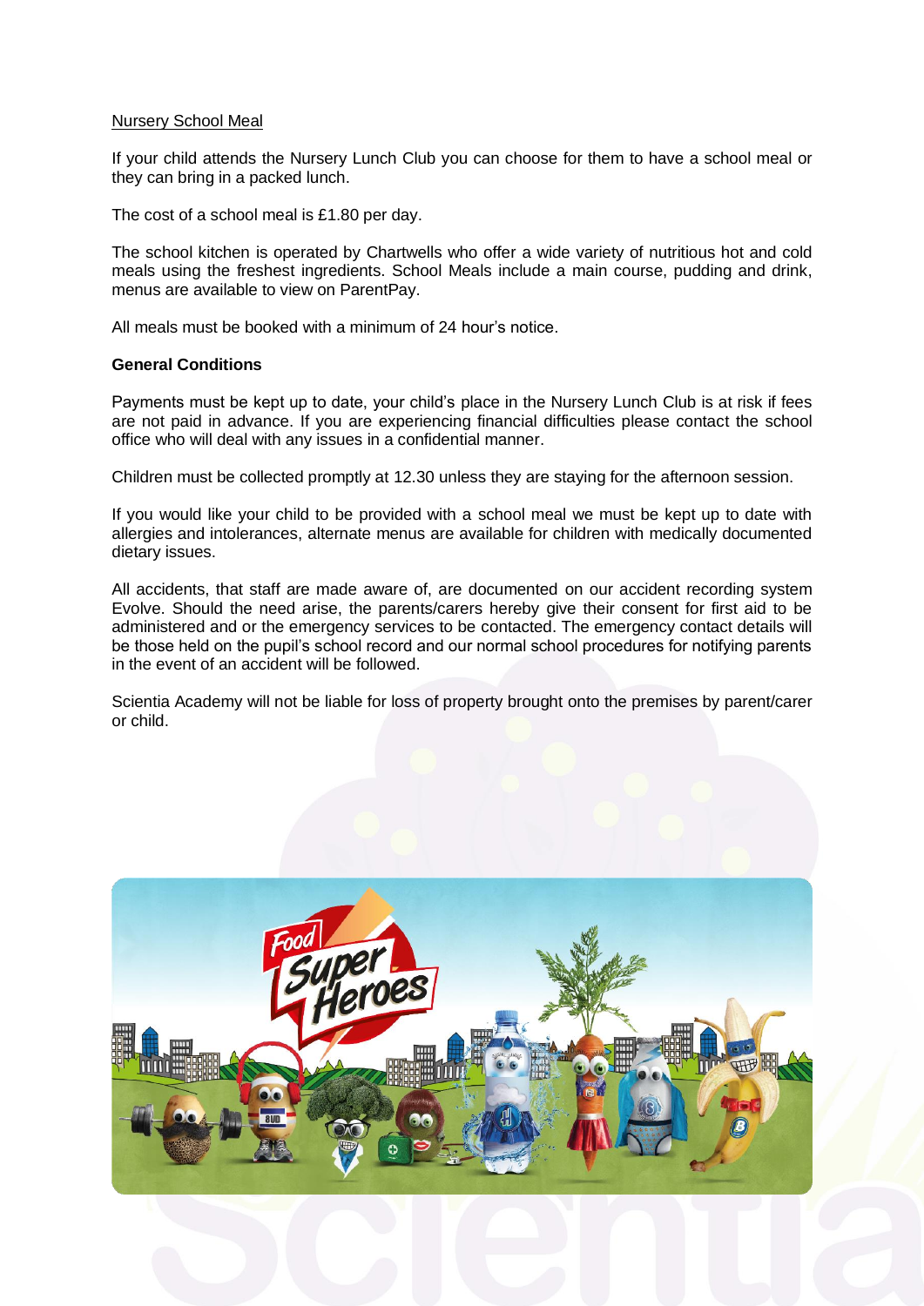Nursery School Meal

If your child attends the Nursery Lunch Club you can choose for them to have a school meal or they can bring in a packed lunch.

The cost of a school meal is £1.80 per day.

The school kitchen is operated by Chartwells who offer a wide variety of nutritious hot and cold meals using the freshest ingredients. School Meals include a main course, pudding and drink, menus are available to view on ParentPay.

All meals must be booked with a minimum of 24 hour's notice.

**General Conditions**

Payments must be kept up to date, your child's place in the Nursery Lunch Club is at risk if fees are not paid in advance. If you are experiencing financial difficulties please contact the school office who will deal with any issues in a confidential manner.

Children must be collected promptly at 12.30 unless they are staying for the afternoon session.

If you would like your child to be provided with a school meal we must be kept up to date with allergies and intolerances, alternate menus are available for children with medically documented dietary issues.

All accidents, that staff are made aware of, are documented on our accident recording system Evolve. Should the need arise, the parents/carers hereby give their consent for first aid to be administered and or the emergency services to be contacted. The emergency contact details will be those held on the pupil's school record and our normal school procedures for notifying parents in the event of an accident will be followed.

Scientia Academy will not be liable for loss of property brought onto the premises by parent/carer or child.